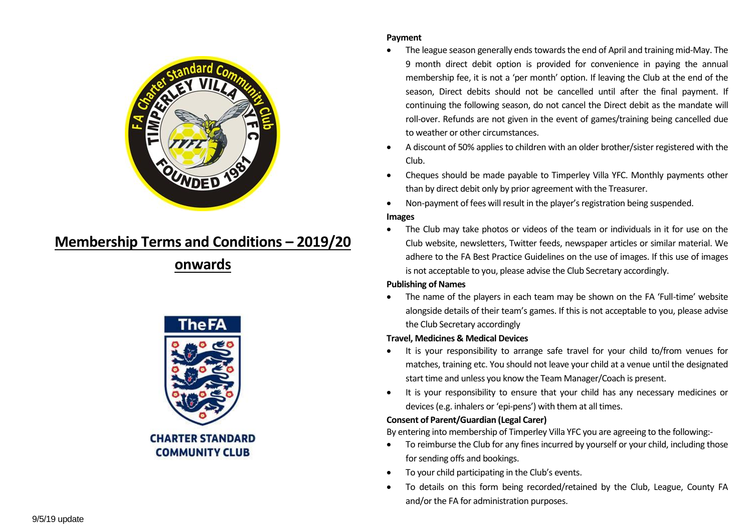# Membership Terms and Conditions – 2019/20 onwards

CHARTER STANDARD COMMUNITY CLUB

9/5/19 update

**Payment**

- The league season generally ends towards the end of April and training mid-May. The 9 month direct debit option is provided for convenience in paying the annual membership fee, it is not a 'per month' option. If leaving the Club at the end of the season, Direct debits should not be cancelled until after the final payment. If continuing the following season, do not cancel the Direct debit as the mandate will roll-over. Refunds are not given in the event of games/training being cancelled due to weather or other circumstances.
- A discount of 50% applies to children with an older brother/sister registered with the Club.
- Cheques should be made payable to Timperley Villa YFC. Monthly payments other than by direct debit only by prior agreement with the Treasurer.
- Non-payment of fees will result in the player's registration being suspended.

**Images**

- The Club may take photos or videos of the team or individuals in it for use on the Club website, newsletters, Twitter feeds, newspaper articles or similar material. We adhere to the FA Best Practice Guidelines on the use of images. If this use of images is not acceptable to you, please advise the Club Secretary accordingly.

**Publishing of Names**

- The name of the players in each team may be shown on the FA 'Full-time' website alongside details of their team's games. If this is not acceptable to you, please advise the Club Secretary accordingly

**Travel, Medicines & Medical Devices**

- It is your responsibility to arrange safe travel for your child to/from venues for matches, training etc. You should not leave your child at a venue until the designated start time and unless you know the Team Manager/Coach is present.
- It is your responsibility to ensure that your child has any necessary medicines or devices (e.g. inhalers or 'epi-pens') with them at all times.

**Consent of Parent/Guardian (Legal Carer)**

By entering into membership of Timperley Villa YFC you are agreeing to the following:-

- To reimburse the Club for any fines incurred by yourself or your child, including those for sending offs and bookings.
- To your child participating in the Club's events.
- To details on this form being recorded/retained by the Club, League, County FA and/or the FA for administration purposes.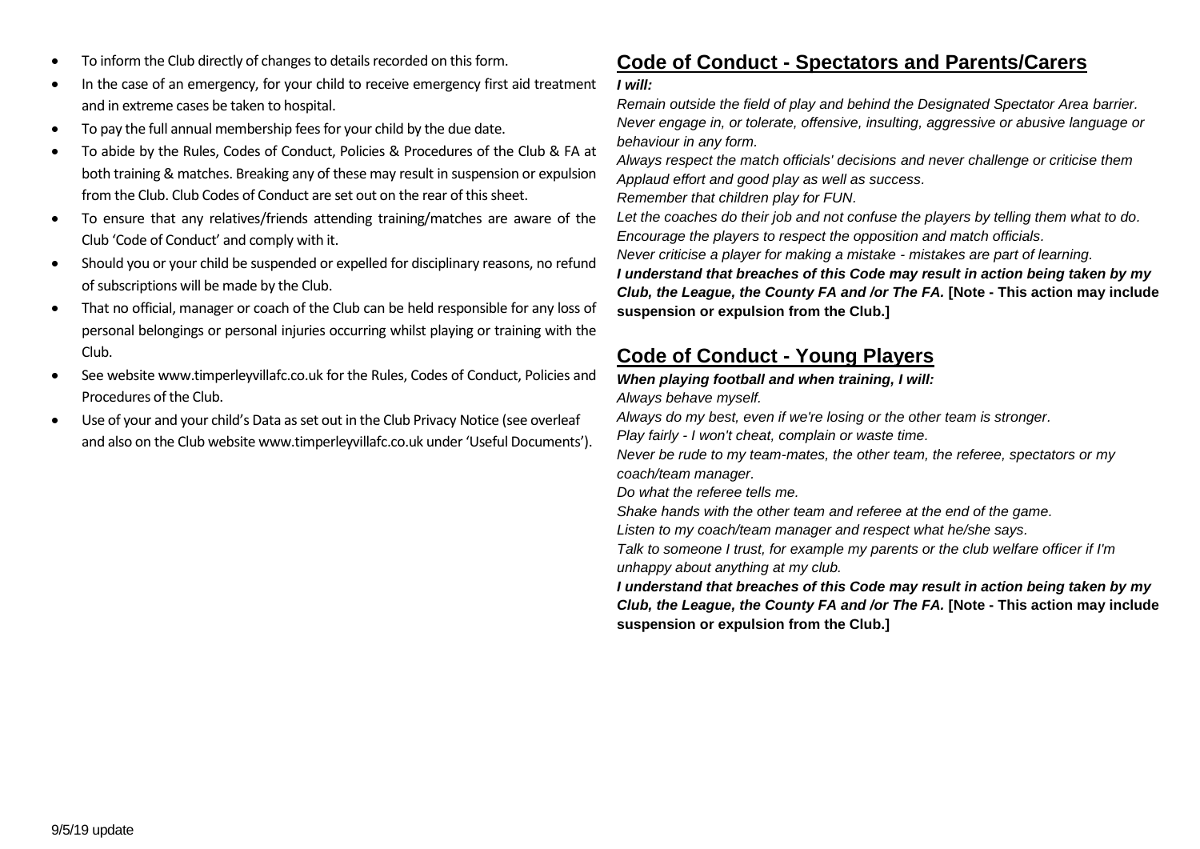- To inform the Club directly of changes to details recorded on this form.
- In the case of an emergency, for your child to receive emergency first aid treatment and in extreme cases be taken to hospital.
- To pay the full annual membership fees for your child by the due date.
- To abide by the Rules, Codes of Conduct, Policies & Procedures of the Club & FA at both training & matches. Breaking any of these may result in suspension or expulsion from the Club. Club Codes of Conduct are set out on the rear of this sheet.
- To ensure that any relatives/friends attending training/matches are aware of the Club 'Code of Conduct' and comply with it.
- Should you or your child be suspended or expelled for disciplinary reasons, no refund of subscriptions will be made by the Club.
- That no official, manager or coach of the Club can be held responsible for any loss of personal belongings or personal injuries occurring whilst playing or training with the Club.
- See website www.timperleyvillafc.co.uk for the Rules, Codes of Conduct, Policies and Procedures of the Club.
- Use of your and your child's Data as set out in the Club Privacy Notice (see overleaf and also on the Club website www.timperleyvillafc.co.uk under 'Useful Documents').

## Code of Conduct - Spectators and Parents/Carers

***I will:***

*Remain outside the field of play and behind the Designated Spectator Area barrier.*
*Never engage in, or tolerate, offensive, insulting, aggressive or abusive language or behaviour in any form.*
*Always respect the match officials' decisions and never challenge or criticise them*
*Applaud effort and good play as well as success.*
*Remember that children play for FUN.*
*Let the coaches do their job and not confuse the players by telling them what to do.*
*Encourage the players to respect the opposition and match officials.*
*Never criticise a player for making a mistake - mistakes are part of learning.*
***I understand that breaches of this Code may result in action being taken by my Club, the League, the County FA and /or The FA.*** **[Note - This action may include suspension or expulsion from the Club.]**

## Code of Conduct - Young Players

***When playing football and when training, I will:***

*Always behave myself.*
*Always do my best, even if we're losing or the other team is stronger.*
*Play fairly - I won't cheat, complain or waste time.*
*Never be rude to my team-mates, the other team, the referee, spectators or my coach/team manager.*
*Do what the referee tells me.*
*Shake hands with the other team and referee at the end of the game.*
*Listen to my coach/team manager and respect what he/she says.*
*Talk to someone I trust, for example my parents or the club welfare officer if I'm unhappy about anything at my club.*
***I understand that breaches of this Code may result in action being taken by my Club, the League, the County FA and /or The FA.*** **[Note - This action may include suspension or expulsion from the Club.]**

9/5/19 update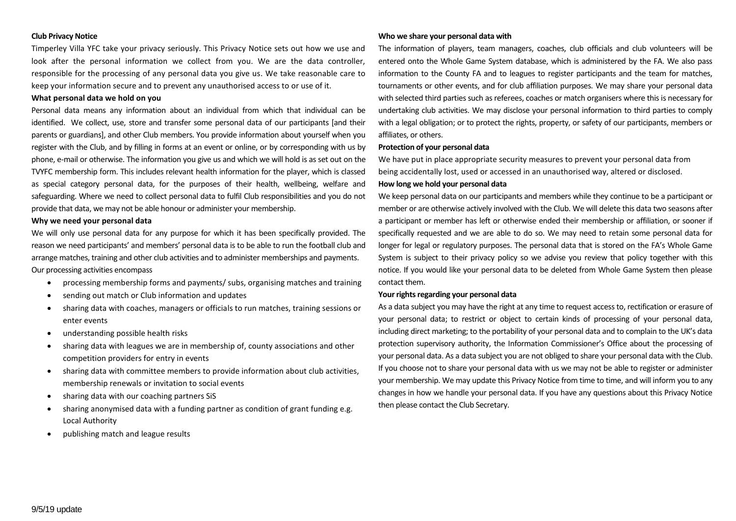**Club Privacy Notice**

Timperley Villa YFC take your privacy seriously. This Privacy Notice sets out how we use and look after the personal information we collect from you. We are the data controller, responsible for the processing of any personal data you give us. We take reasonable care to keep your information secure and to prevent any unauthorised access to or use of it.

**What personal data we hold on you**

Personal data means any information about an individual from which that individual can be identified. We collect, use, store and transfer some personal data of our participants [and their parents or guardians], and other Club members. You provide information about yourself when you register with the Club, and by filling in forms at an event or online, or by corresponding with us by phone, e-mail or otherwise. The information you give us and which we will hold is as set out on the TVYFC membership form. This includes relevant health information for the player, which is classed as special category personal data, for the purposes of their health, wellbeing, welfare and safeguarding. Where we need to collect personal data to fulfil Club responsibilities and you do not provide that data, we may not be able honour or administer your membership.

**Why we need your personal data**

We will only use personal data for any purpose for which it has been specifically provided. The reason we need participants' and members' personal data is to be able to run the football club and arrange matches, training and other club activities and to administer memberships and payments. Our processing activities encompass

- processing membership forms and payments/ subs, organising matches and training
- sending out match or Club information and updates
- sharing data with coaches, managers or officials to run matches, training sessions or enter events
- understanding possible health risks
- sharing data with leagues we are in membership of, county associations and other competition providers for entry in events
- sharing data with committee members to provide information about club activities, membership renewals or invitation to social events
- sharing data with our coaching partners SiS
- sharing anonymised data with a funding partner as condition of grant funding e.g. Local Authority
- publishing match and league results

**Who we share your personal data with**

The information of players, team managers, coaches, club officials and club volunteers will be entered onto the Whole Game System database, which is administered by the FA. We also pass information to the County FA and to leagues to register participants and the team for matches, tournaments or other events, and for club affiliation purposes. We may share your personal data with selected third parties such as referees, coaches or match organisers where this is necessary for undertaking club activities. We may disclose your personal information to third parties to comply with a legal obligation; or to protect the rights, property, or safety of our participants, members or affiliates, or others.

**Protection of your personal data**

We have put in place appropriate security measures to prevent your personal data from being accidentally lost, used or accessed in an unauthorised way, altered or disclosed.

**How long we hold your personal data**

We keep personal data on our participants and members while they continue to be a participant or member or are otherwise actively involved with the Club. We will delete this data two seasons after a participant or member has left or otherwise ended their membership or affiliation, or sooner if specifically requested and we are able to do so. We may need to retain some personal data for longer for legal or regulatory purposes. The personal data that is stored on the FA's Whole Game System is subject to their privacy policy so we advise you review that policy together with this notice. If you would like your personal data to be deleted from Whole Game System then please contact them.

**Your rights regarding your personal data**

As a data subject you may have the right at any time to request access to, rectification or erasure of your personal data; to restrict or object to certain kinds of processing of your personal data, including direct marketing; to the portability of your personal data and to complain to the UK's data protection supervisory authority, the Information Commissioner's Office about the processing of your personal data. As a data subject you are not obliged to share your personal data with the Club. If you choose not to share your personal data with us we may not be able to register or administer your membership. We may update this Privacy Notice from time to time, and will inform you to any changes in how we handle your personal data. If you have any questions about this Privacy Notice then please contact the Club Secretary.

9/5/19 update